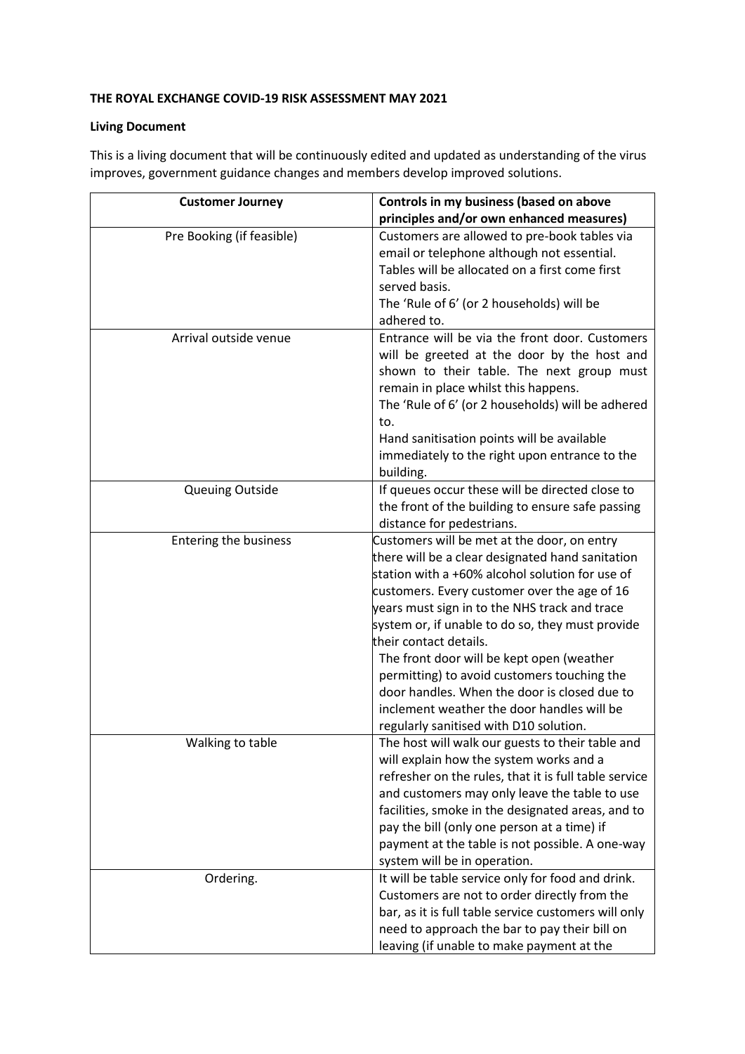**THE ROYAL EXCHANGE COVID-19 RISK ASSESSMENT MAY 2021**

**Living Document**

This is a living document that will be continuously edited and updated as understanding of the virus improves, government guidance changes and members develop improved solutions.

| Customer Journey | Controls in my business (based on above principles and/or own enhanced measures) |
|---|---|
| Pre Booking (if feasible) | Customers are allowed to pre-book tables via email or telephone although not essential. Tables will be allocated on a first come first served basis. The 'Rule of 6' (or 2 households) will be adhered to. |
| Arrival outside venue | Entrance will be via the front door. Customers will be greeted at the door by the host and shown to their table. The next group must remain in place whilst this happens. The 'Rule of 6' (or 2 households) will be adhered to. Hand sanitisation points will be available immediately to the right upon entrance to the building. |
| Queuing Outside | If queues occur these will be directed close to the front of the building to ensure safe passing distance for pedestrians. |
| Entering the business | Customers will be met at the door, on entry there will be a clear designated hand sanitation station with a +60% alcohol solution for use of customers. Every customer over the age of 16 years must sign in to the NHS track and trace system or, if unable to do so, they must provide their contact details. The front door will be kept open (weather permitting) to avoid customers touching the door handles. When the door is closed due to inclement weather the door handles will be regularly sanitised with D10 solution. |
| Walking to table | The host will walk our guests to their table and will explain how the system works and a refresher on the rules, that it is full table service and customers may only leave the table to use facilities, smoke in the designated areas, and to pay the bill (only one person at a time) if payment at the table is not possible. A one-way system will be in operation. |
| Ordering. | It will be table service only for food and drink. Customers are not to order directly from the bar, as it is full table service customers will only need to approach the bar to pay their bill on leaving (if unable to make payment at the |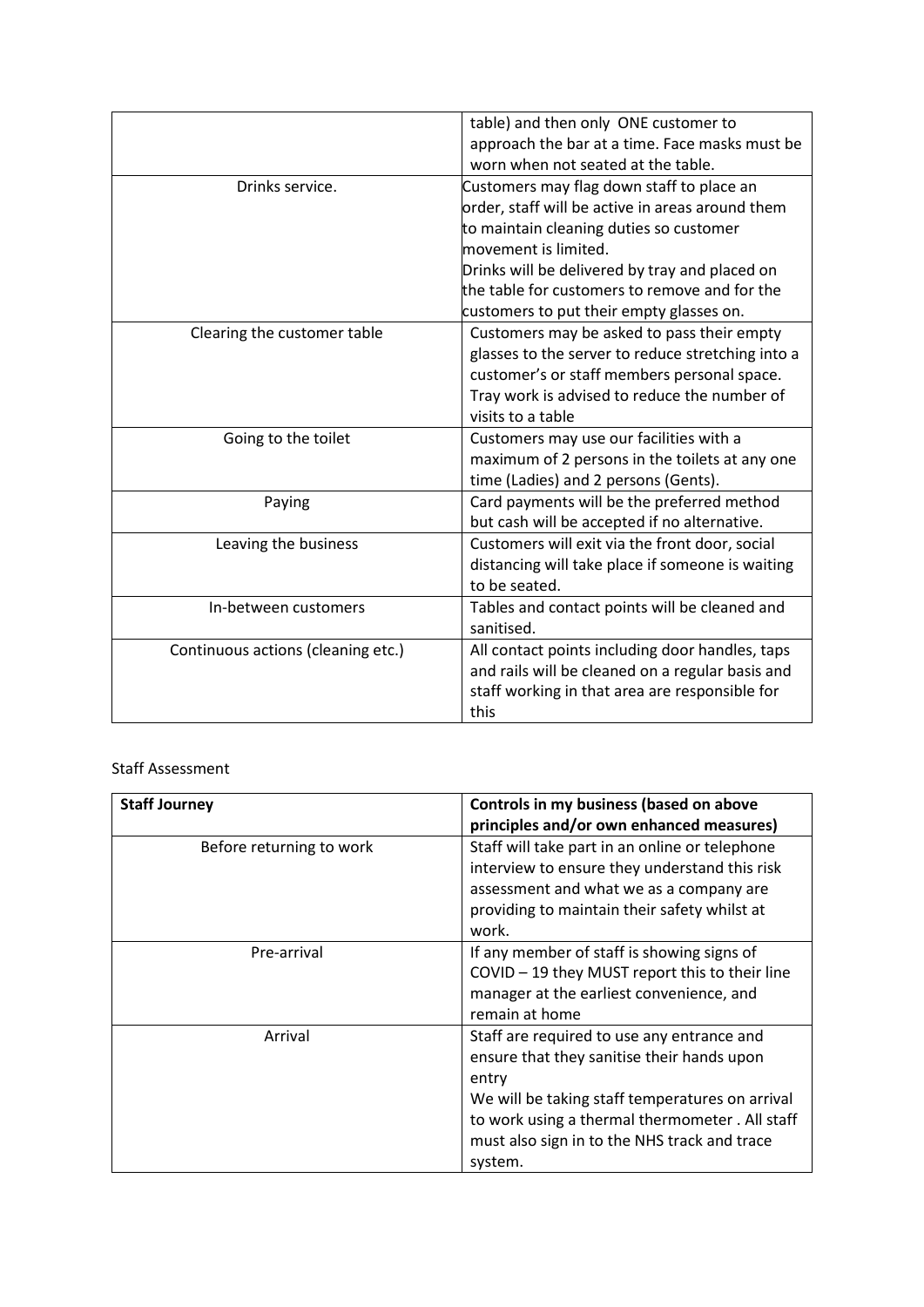| | |
|---|---|
| | table) and then only ONE customer to approach the bar at a time. Face masks must be worn when not seated at the table. |
| Drinks service. | Customers may flag down staff to place an order, staff will be active in areas around them to maintain cleaning duties so customer movement is limited.<br>Drinks will be delivered by tray and placed on the table for customers to remove and for the customers to put their empty glasses on. |
| Clearing the customer table | Customers may be asked to pass their empty glasses to the server to reduce stretching into a customer's or staff members personal space. Tray work is advised to reduce the number of visits to a table |
| Going to the toilet | Customers may use our facilities with a maximum of 2 persons in the toilets at any one time (Ladies) and 2 persons (Gents). |
| Paying | Card payments will be the preferred method but cash will be accepted if no alternative. |
| Leaving the business | Customers will exit via the front door, social distancing will take place if someone is waiting to be seated. |
| In-between customers | Tables and contact points will be cleaned and sanitised. |
| Continuous actions (cleaning etc.) | All contact points including door handles, taps and rails will be cleaned on a regular basis and staff working in that area are responsible for this |

Staff Assessment

| **Staff Journey** | **Controls in my business (based on above principles and/or own enhanced measures)** |
|---|---|
| Before returning to work | Staff will take part in an online or telephone interview to ensure they understand this risk assessment and what we as a company are providing to maintain their safety whilst at work. |
| Pre-arrival | If any member of staff is showing signs of COVID – 19 they MUST report this to their line manager at the earliest convenience, and remain at home |
| Arrival | Staff are required to use any entrance and ensure that they sanitise their hands upon entry<br>We will be taking staff temperatures on arrival to work using a thermal thermometer . All staff must also sign in to the NHS track and trace system. |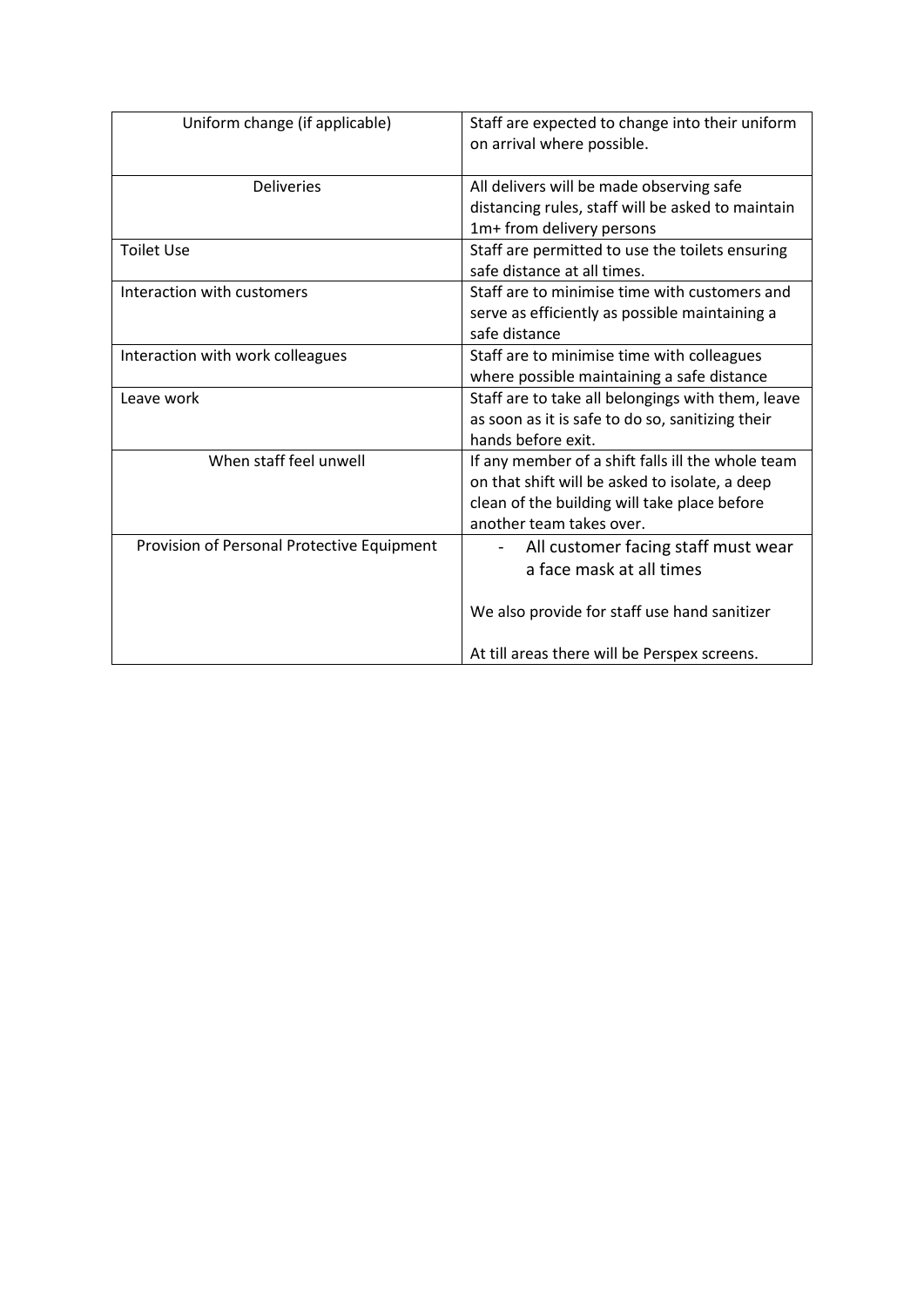| | |
|---|---|
| Uniform change (if applicable) | Staff are expected to change into their uniform on arrival where possible. |
| Deliveries | All delivers will be made observing safe distancing rules, staff will be asked to maintain 1m+ from delivery persons |
| Toilet Use | Staff are permitted to use the toilets ensuring safe distance at all times. |
| Interaction with customers | Staff are to minimise time with customers and serve as efficiently as possible maintaining a safe distance |
| Interaction with work colleagues | Staff are to minimise time with colleagues where possible maintaining a safe distance |
| Leave work | Staff are to take all belongings with them, leave as soon as it is safe to do so, sanitizing their hands before exit. |
| When staff feel unwell | If any member of a shift falls ill the whole team on that shift will be asked to isolate, a deep clean of the building will take place before another team takes over. |
| Provision of Personal Protective Equipment | - All customer facing staff must wear a face mask at all times<br><br>We also provide for staff use hand sanitizer<br><br>At till areas there will be Perspex screens. |